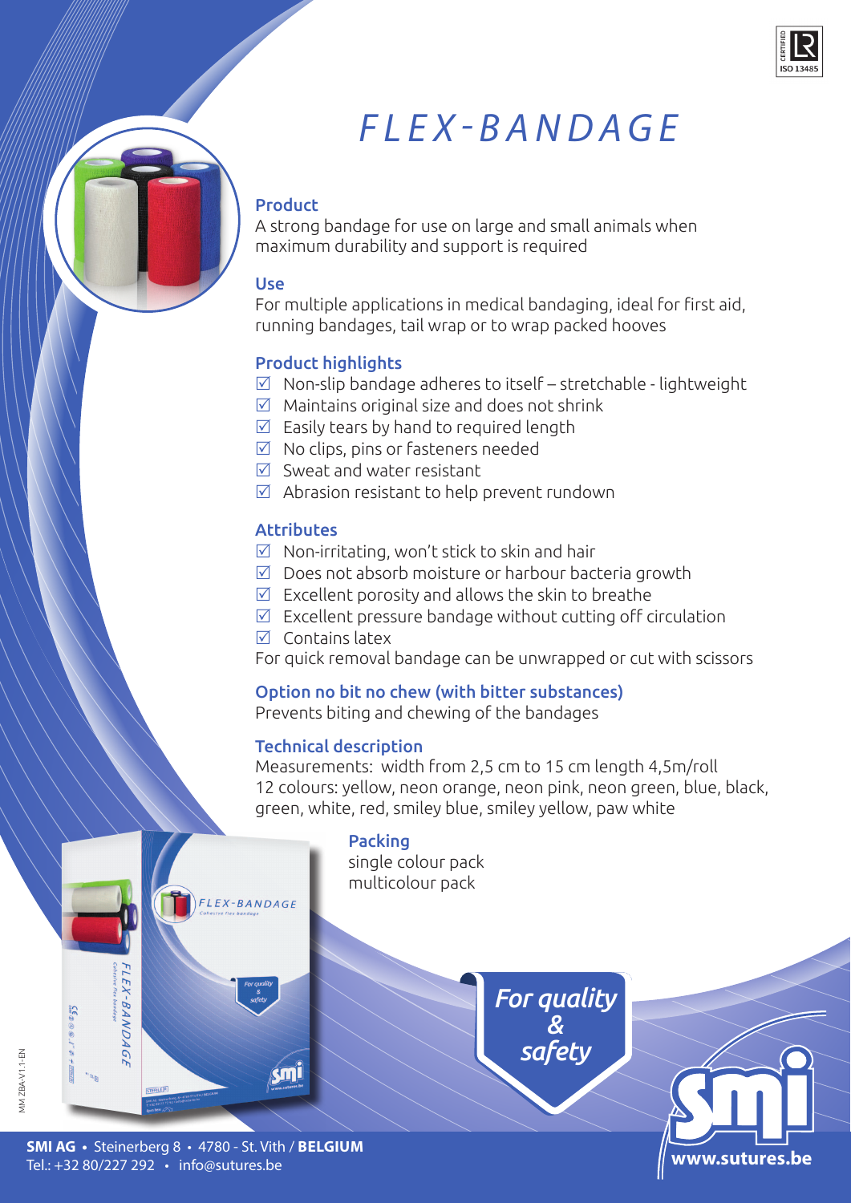# FLEX-BANDAGE

## Product

A strong bandage for use on large and small animals when maximum durability and support is required

## Use

For multiple applications in medical bandaging, ideal for first aid, running bandages, tail wrap or to wrap packed hooves

## Product highlights

- ☑ Non-slip bandage adheres to itself – stretchable - lightweight
- ☑ Maintains original size and does not shrink
- ☑ Easily tears by hand to required length
- ☑ No clips, pins or fasteners needed
- ☑ Sweat and water resistant
- ☑ Abrasion resistant to help prevent rundown

## Attributes

- ☑ Non-irritating, won't stick to skin and hair
- ☑ Does not absorb moisture or harbour bacteria growth
- ☑ Excellent porosity and allows the skin to breathe
- ☑ Excellent pressure bandage without cutting off circulation
- ☑ Contains latex

For quick removal bandage can be unwrapped or cut with scissors

## Option no bit no chew (with bitter substances)

Prevents biting and chewing of the bandages

## Technical description

Measurements: width from 2,5 cm to 15 cm length 4,5m/roll
12 colours: yellow, neon orange, neon pink, neon green, blue, black, green, white, red, smiley blue, smiley yellow, paw white

## Packing

single colour pack
multicolour pack

*For quality & safety*

**SMI AG** • Steinerberg 8 • 4780 - St. Vith / **BELGIUM**
Tel.: +32 80/227 292 • info@sutures.be

**www.sutures.be**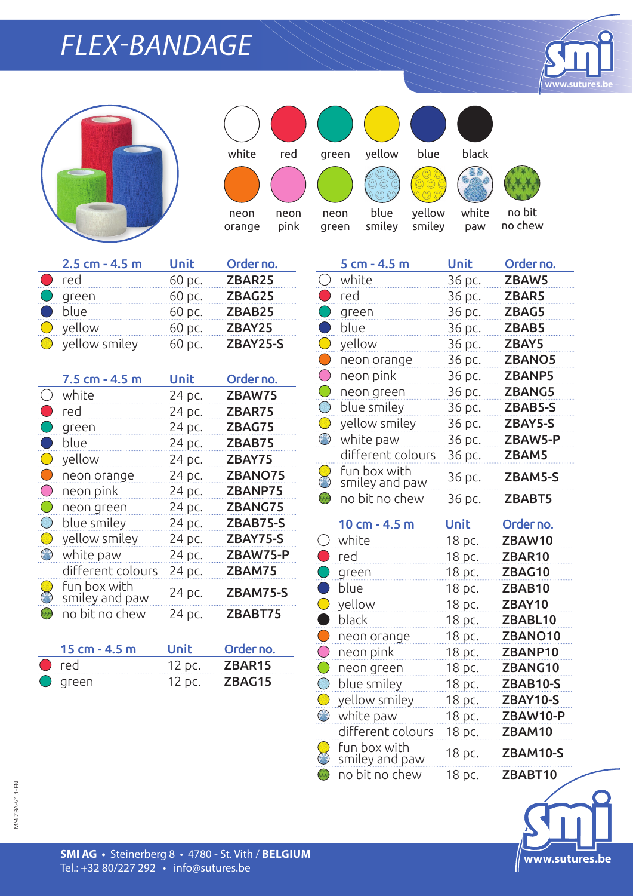# FLEX-BANDAGE

white, red, green, yellow, blue, black
neon orange, neon pink, neon green, blue smiley, yellow smiley, white paw, no bit no chew

| 2.5 cm - 4.5 m | Unit | Order no. |
|---|---|---|
| red | 60 pc. | ZBAR25 |
| green | 60 pc. | ZBAG25 |
| blue | 60 pc. | ZBAB25 |
| yellow | 60 pc. | ZBAY25 |
| yellow smiley | 60 pc. | ZBAY25-S |

| 7.5 cm - 4.5 m | Unit | Order no. |
|---|---|---|
| white | 24 pc. | ZBAW75 |
| red | 24 pc. | ZBAR75 |
| green | 24 pc. | ZBAG75 |
| blue | 24 pc. | ZBAB75 |
| yellow | 24 pc. | ZBAY75 |
| neon orange | 24 pc. | ZBANO75 |
| neon pink | 24 pc. | ZBANP75 |
| neon green | 24 pc. | ZBANG75 |
| blue smiley | 24 pc. | ZBAB75-S |
| yellow smiley | 24 pc. | ZBAY75-S |
| white paw | 24 pc. | ZBAW75-P |
| different colours | 24 pc. | ZBAM75 |
| fun box with smiley and paw | 24 pc. | ZBAM75-S |
| no bit no chew | 24 pc. | ZBABT75 |

| 15 cm - 4.5 m | Unit | Order no. |
|---|---|---|
| red | 12 pc. | ZBAR15 |
| green | 12 pc. | ZBAG15 |

| 5 cm - 4.5 m | Unit | Order no. |
|---|---|---|
| white | 36 pc. | ZBAW5 |
| red | 36 pc. | ZBAR5 |
| green | 36 pc. | ZBAG5 |
| blue | 36 pc. | ZBAB5 |
| yellow | 36 pc. | ZBAY5 |
| neon orange | 36 pc. | ZBANO5 |
| neon pink | 36 pc. | ZBANP5 |
| neon green | 36 pc. | ZBANG5 |
| blue smiley | 36 pc. | ZBAB5-S |
| yellow smiley | 36 pc. | ZBAY5-S |
| white paw | 36 pc. | ZBAW5-P |
| different colours | 36 pc. | ZBAM5 |
| fun box with smiley and paw | 36 pc. | ZBAM5-S |
| no bit no chew | 36 pc. | ZBABT5 |

| 10 cm - 4.5 m | Unit | Order no. |
|---|---|---|
| white | 18 pc. | ZBAW10 |
| red | 18 pc. | ZBAR10 |
| green | 18 pc. | ZBAG10 |
| blue | 18 pc. | ZBAB10 |
| yellow | 18 pc. | ZBAY10 |
| black | 18 pc. | ZBABL10 |
| neon orange | 18 pc. | ZBANO10 |
| neon pink | 18 pc. | ZBANP10 |
| neon green | 18 pc. | ZBANG10 |
| blue smiley | 18 pc. | ZBAB10-S |
| yellow smiley | 18 pc. | ZBAY10-S |
| white paw | 18 pc. | ZBAW10-P |
| different colours | 18 pc. | ZBAM10 |
| fun box with smiley and paw | 18 pc. | ZBAM10-S |
| no bit no chew | 18 pc. | ZBABT10 |

MM ZBA-V1.1-EN

**SMI AG** • Steinerberg 8 • 4780 - St. Vith / **BELGIUM**
Tel.: +32 80/227 292 • info@sutures.be

www.sutures.be